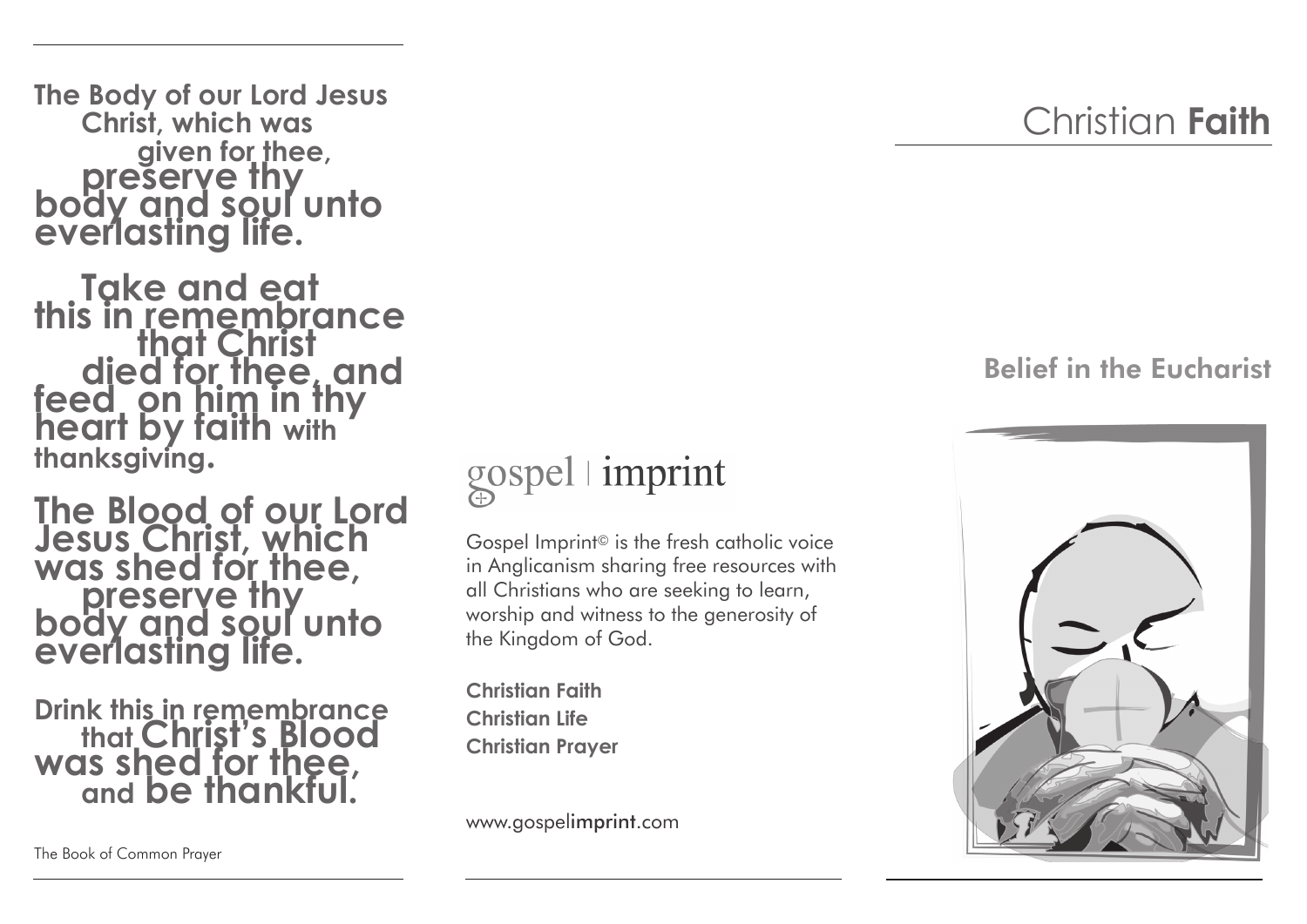**The Body of our Lord Jesus Christ, which was given for thee, preserve thy body and soul unto everlasting life.**

**Take and eat this in remembrance that Christ died for thee, and feed on him in thy heart by faith with thanksgiving.**

**The Blood of our Lord Jesus Christ, which was shed for thee, preserve thy body and soul unto everlasting life.**

**Drink this in remembrance that Christ's Blood was shed for thee, and be thankful.**

The Book of Common Prayer

gospel | imprint

Gospel Imprint© is the fresh catholic voice in Anglicanism sharing free resources with all Christians who are seeking to learn, worship and witness to the generosity of the Kingdom of God.

**Christian Faith**
**Christian Life**
**Christian Prayer**

www.gospelimprint.com

# Christian **Faith**

## Belief in the Eucharist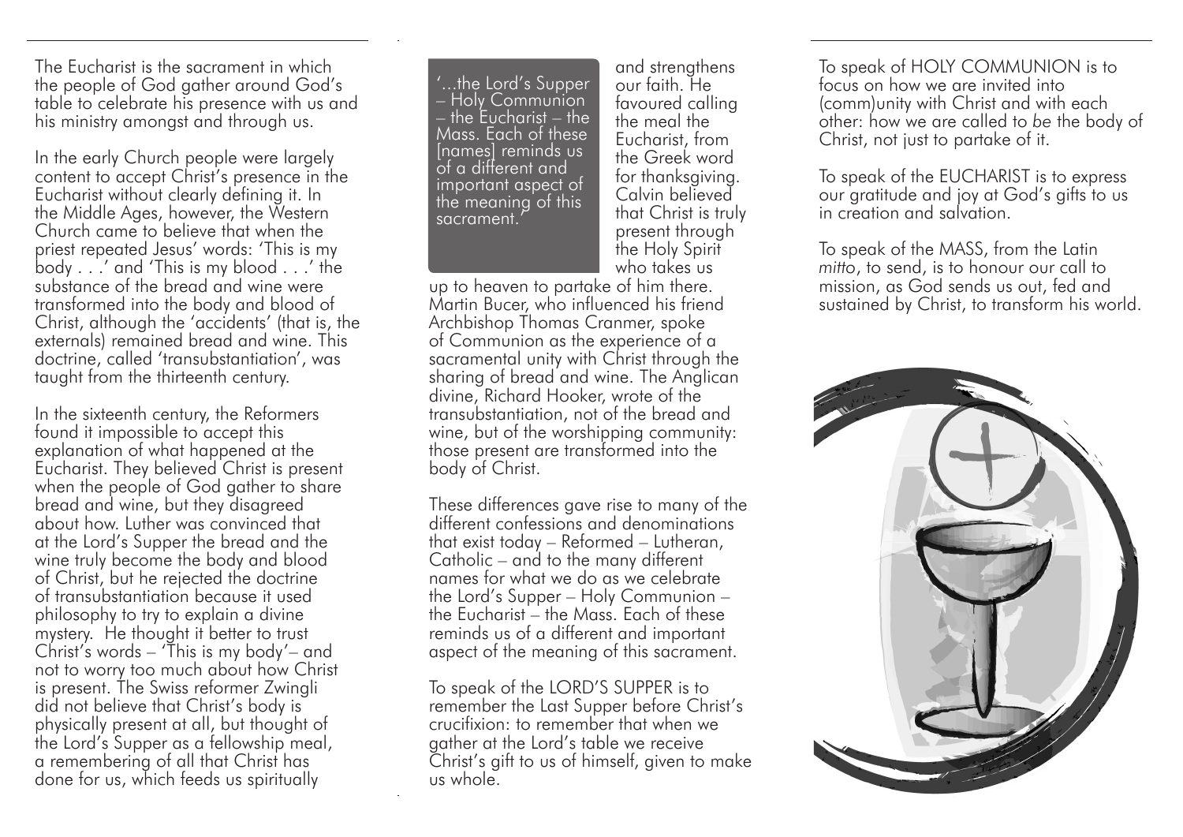The Eucharist is the sacrament in which the people of God gather around God's table to celebrate his presence with us and his ministry amongst and through us.

In the early Church people were largely content to accept Christ's presence in the Eucharist without clearly defining it. In the Middle Ages, however, the Western Church came to believe that when the priest repeated Jesus' words: 'This is my body . . .' and 'This is my blood . . .' the substance of the bread and wine were transformed into the body and blood of Christ, although the 'accidents' (that is, the externals) remained bread and wine. This doctrine, called 'transubstantiation', was taught from the thirteenth century.

In the sixteenth century, the Reformers found it impossible to accept this explanation of what happened at the Eucharist. They believed Christ is present when the people of God gather to share bread and wine, but they disagreed about how. Luther was convinced that at the Lord's Supper the bread and the wine truly become the body and blood of Christ, but he rejected the doctrine of transubstantiation because it used philosophy to try to explain a divine mystery. He thought it better to trust Christ's words – 'This is my body'– and not to worry too much about how Christ is present. The Swiss reformer Zwingli did not believe that Christ's body is physically present at all, but thought of the Lord's Supper as a fellowship meal, a remembering of all that Christ has done for us, which feeds us spiritually and strengthens our faith. He favoured calling the meal the Eucharist, from the Greek word for thanksgiving. Calvin believed that Christ is truly present through the Holy Spirit who takes us up to heaven to partake of him there. Martin Bucer, who influenced his friend Archbishop Thomas Cranmer, spoke of Communion as the experience of a sacramental unity with Christ through the sharing of bread and wine. The Anglican divine, Richard Hooker, wrote of the transubstantiation, not of the bread and wine, but of the worshipping community: those present are transformed into the body of Christ.

> '...the Lord's Supper – Holy Communion – the Eucharist – the Mass. Each of these [names] reminds us of a different and important aspect of the meaning of this sacrament.'

These differences gave rise to many of the different confessions and denominations that exist today – Reformed – Lutheran, Catholic – and to the many different names for what we do as we celebrate the Lord's Supper – Holy Communion – the Eucharist – the Mass. Each of these reminds us of a different and important aspect of the meaning of this sacrament.

To speak of the LORD'S SUPPER is to remember the Last Supper before Christ's crucifixion: to remember that when we gather at the Lord's table we receive Christ's gift to us of himself, given to make us whole.

To speak of HOLY COMMUNION is to focus on how we are invited into (comm)unity with Christ and with each other: how we are called to *be* the body of Christ, not just to partake of it.

To speak of the EUCHARIST is to express our gratitude and joy at God's gifts to us in creation and salvation.

To speak of the MASS, from the Latin *mitto*, to send, is to honour our call to mission, as God sends us out, fed and sustained by Christ, to transform his world.